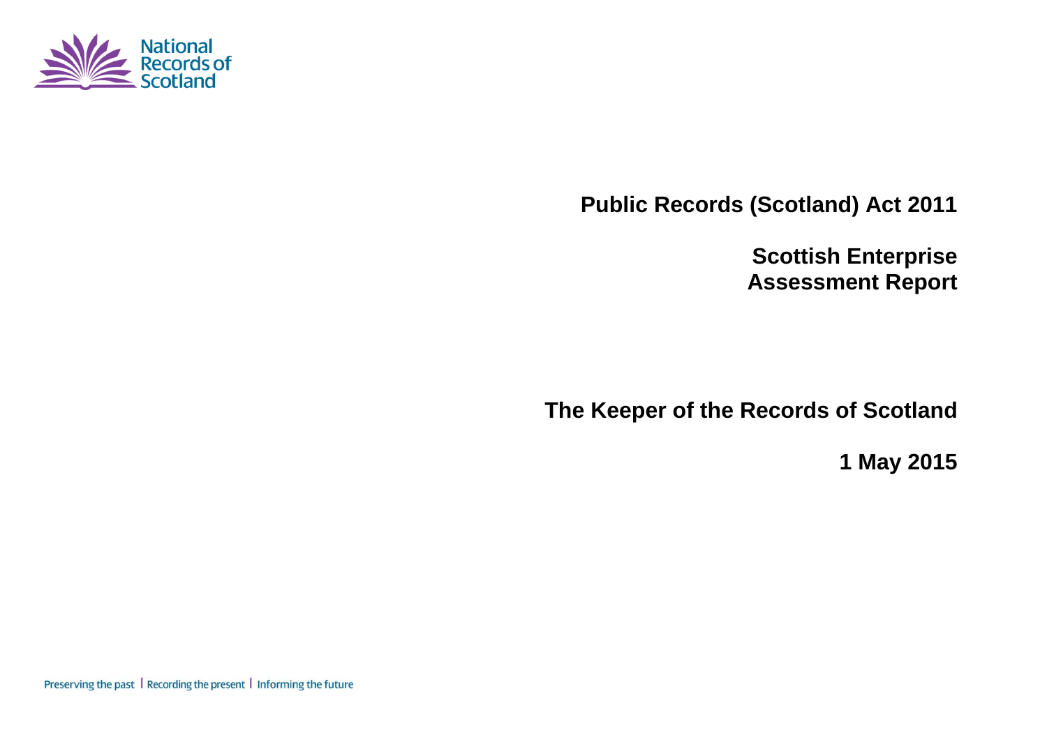National Records of Scotland

# Public Records (Scotland) Act 2011

## Scottish Enterprise Assessment Report

## The Keeper of the Records of Scotland

## 1 May 2015

Preserving the past | Recording the present | Informing the future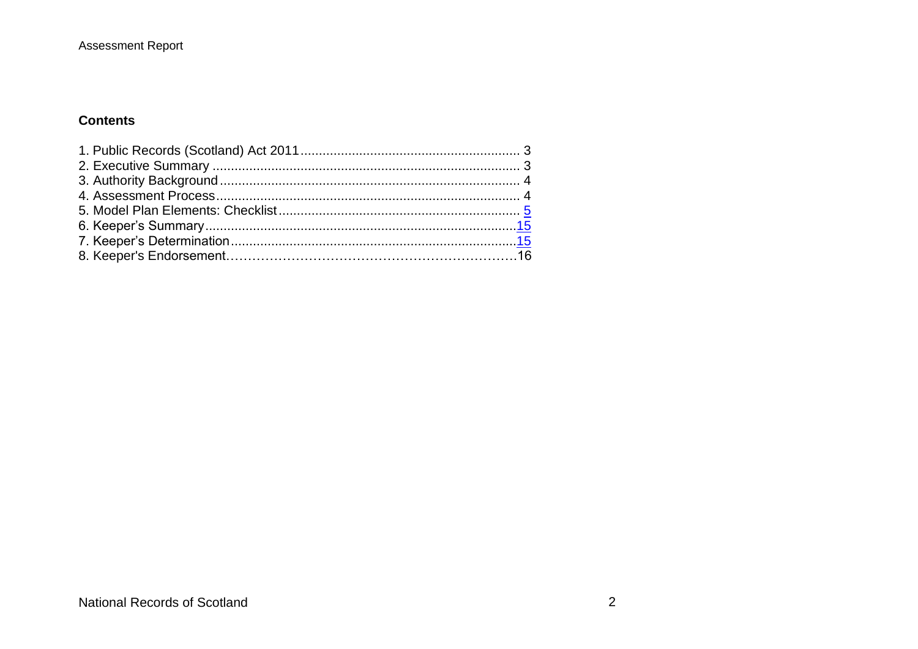## Contents

1. Public Records (Scotland) Act 2011 ........................................................ 3
2. Executive Summary ................................................................................ 3
3. Authority Background ............................................................................ 4
4. Assessment Process ............................................................................... 4
5. Model Plan Elements: Checklist .............................................................. 5
6. Keeper's Summary .................................................................................. 15
7. Keeper's Determination ......................................................................... 15
8. Keeper's Endorsement………………………………………………………16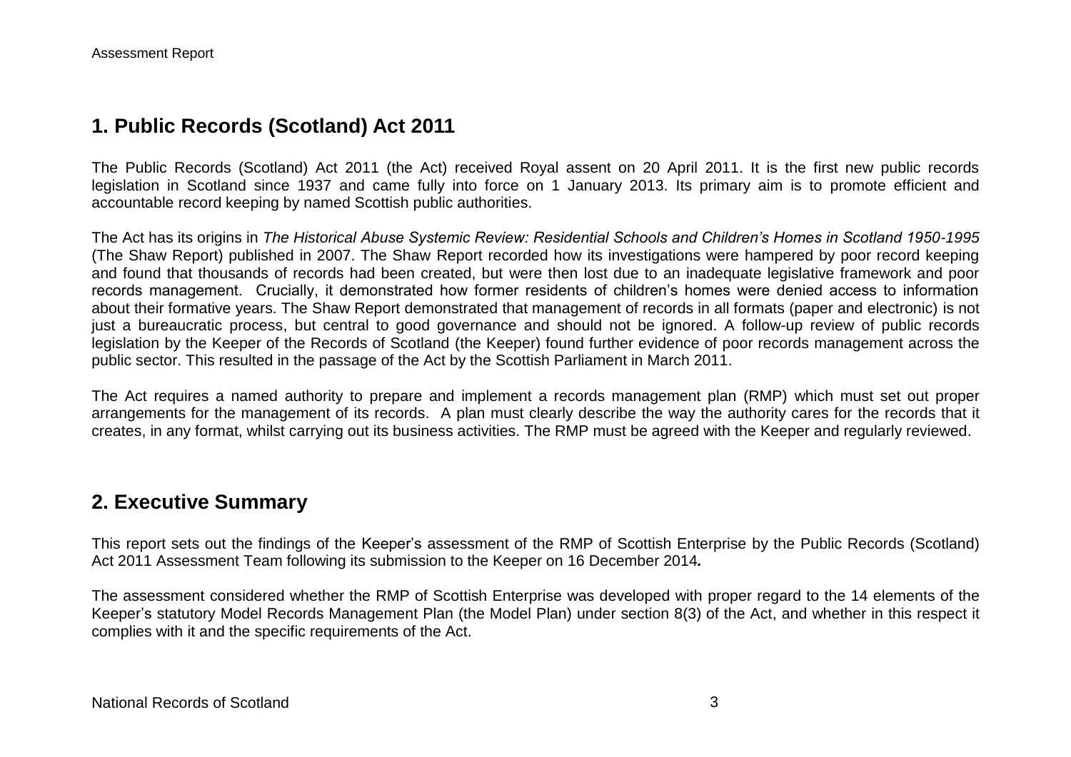## 1. Public Records (Scotland) Act 2011

The Public Records (Scotland) Act 2011 (the Act) received Royal assent on 20 April 2011. It is the first new public records legislation in Scotland since 1937 and came fully into force on 1 January 2013. Its primary aim is to promote efficient and accountable record keeping by named Scottish public authorities.

The Act has its origins in *The Historical Abuse Systemic Review: Residential Schools and Children's Homes in Scotland 1950-1995* (The Shaw Report) published in 2007. The Shaw Report recorded how its investigations were hampered by poor record keeping and found that thousands of records had been created, but were then lost due to an inadequate legislative framework and poor records management. Crucially, it demonstrated how former residents of children's homes were denied access to information about their formative years. The Shaw Report demonstrated that management of records in all formats (paper and electronic) is not just a bureaucratic process, but central to good governance and should not be ignored. A follow-up review of public records legislation by the Keeper of the Records of Scotland (the Keeper) found further evidence of poor records management across the public sector. This resulted in the passage of the Act by the Scottish Parliament in March 2011.

The Act requires a named authority to prepare and implement a records management plan (RMP) which must set out proper arrangements for the management of its records. A plan must clearly describe the way the authority cares for the records that it creates, in any format, whilst carrying out its business activities. The RMP must be agreed with the Keeper and regularly reviewed.

## 2. Executive Summary

This report sets out the findings of the Keeper's assessment of the RMP of Scottish Enterprise by the Public Records (Scotland) Act 2011 Assessment Team following its submission to the Keeper on 16 December 2014*.*

The assessment considered whether the RMP of Scottish Enterprise was developed with proper regard to the 14 elements of the Keeper's statutory Model Records Management Plan (the Model Plan) under section 8(3) of the Act, and whether in this respect it complies with it and the specific requirements of the Act.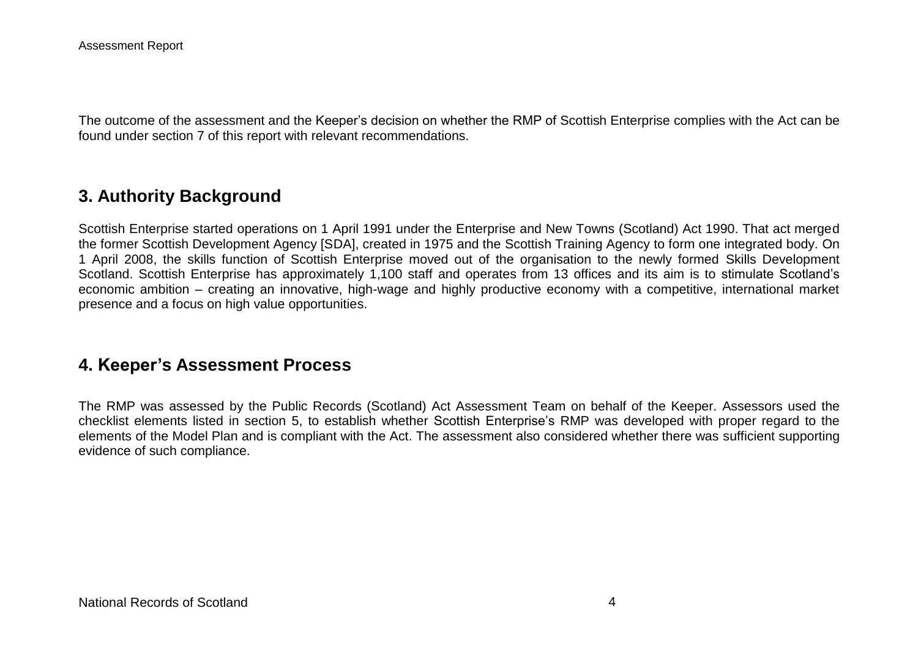The outcome of the assessment and the Keeper's decision on whether the RMP of Scottish Enterprise complies with the Act can be found under section 7 of this report with relevant recommendations.

## 3. Authority Background

Scottish Enterprise started operations on 1 April 1991 under the Enterprise and New Towns (Scotland) Act 1990. That act merged the former Scottish Development Agency [SDA], created in 1975 and the Scottish Training Agency to form one integrated body. On 1 April 2008, the skills function of Scottish Enterprise moved out of the organisation to the newly formed Skills Development Scotland. Scottish Enterprise has approximately 1,100 staff and operates from 13 offices and its aim is to stimulate Scotland's economic ambition – creating an innovative, high-wage and highly productive economy with a competitive, international market presence and a focus on high value opportunities.

## 4. Keeper's Assessment Process

The RMP was assessed by the Public Records (Scotland) Act Assessment Team on behalf of the Keeper. Assessors used the checklist elements listed in section 5, to establish whether Scottish Enterprise's RMP was developed with proper regard to the elements of the Model Plan and is compliant with the Act. The assessment also considered whether there was sufficient supporting evidence of such compliance.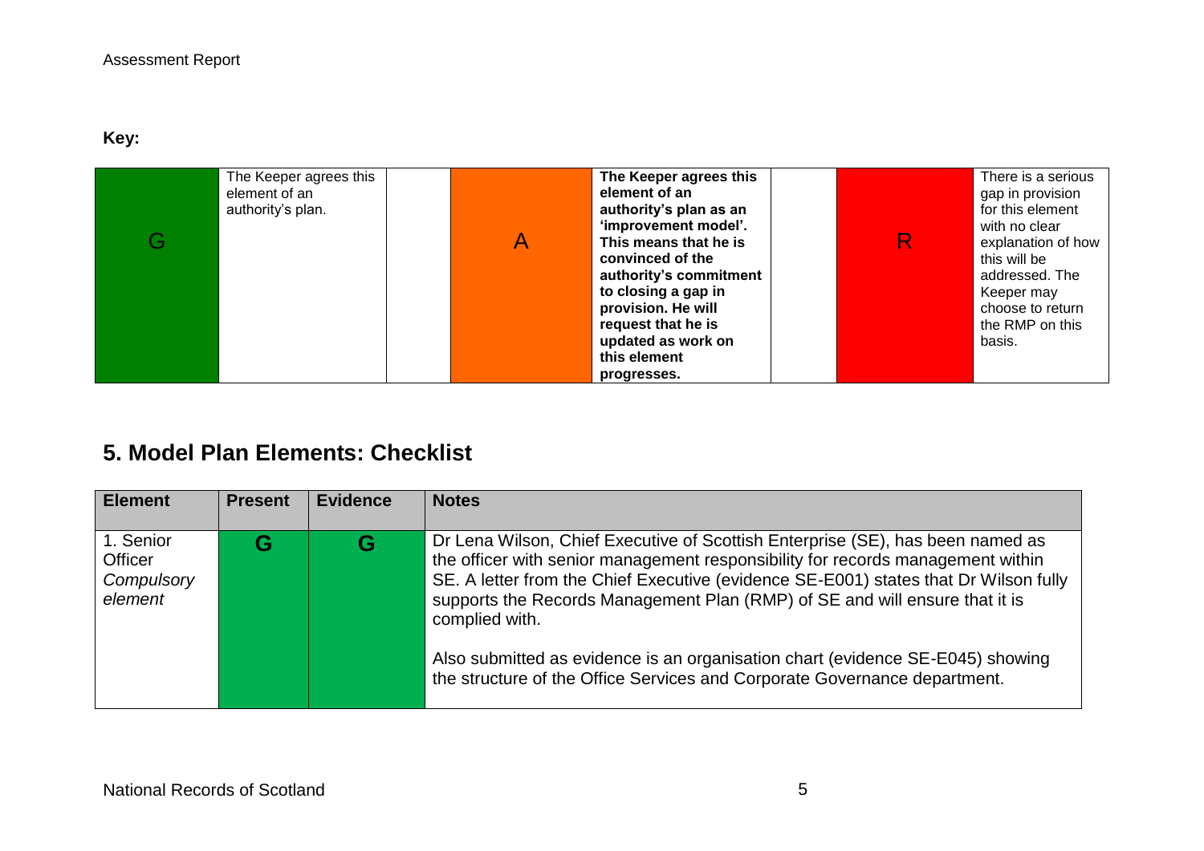**Key:**

| G | The Keeper agrees this element of an authority's plan. | | A | **The Keeper agrees this element of an authority's plan as an 'improvement model'. This means that he is convinced of the authority's commitment to closing a gap in provision. He will request that he is updated as work on this element progresses.** | | R | There is a serious gap in provision for this element with no clear explanation of how this will be addressed. The Keeper may choose to return the RMP on this basis. |
|---|---|---|---|---|---|---|---|

## 5. Model Plan Elements: Checklist

| Element | Present | Evidence | Notes |
|---|---|---|---|
| 1. Senior Officer *Compulsory element* | **G** | **G** | Dr Lena Wilson, Chief Executive of Scottish Enterprise (SE), has been named as the officer with senior management responsibility for records management within SE. A letter from the Chief Executive (evidence SE-E001) states that Dr Wilson fully supports the Records Management Plan (RMP) of SE and will ensure that it is complied with.<br><br>Also submitted as evidence is an organisation chart (evidence SE-E045) showing the structure of the Office Services and Corporate Governance department. |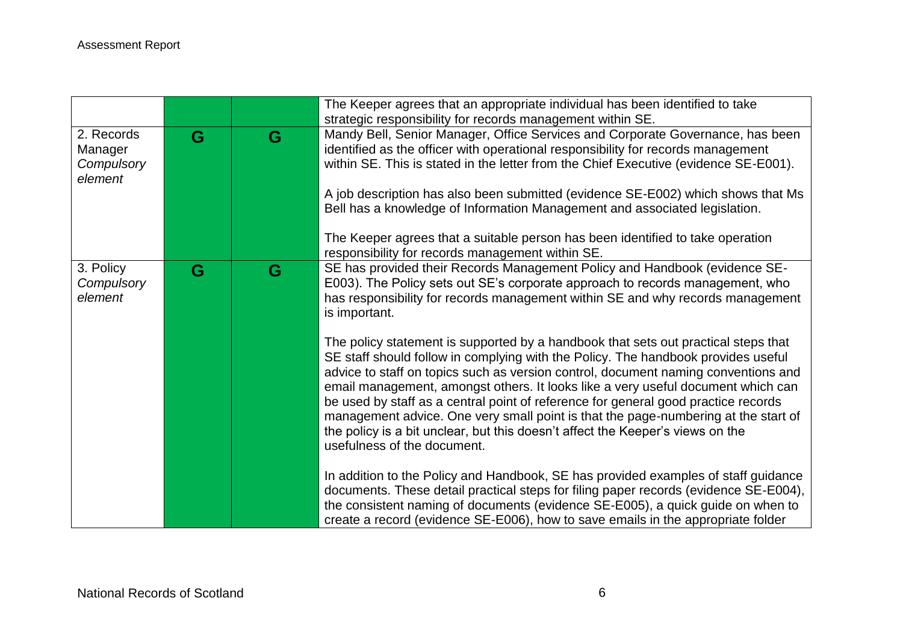| | | | |
|---|---|---|---|
| | | | The Keeper agrees that an appropriate individual has been identified to take strategic responsibility for records management within SE. |
| 2. Records Manager *Compulsory element* | G | G | Mandy Bell, Senior Manager, Office Services and Corporate Governance, has been identified as the officer with operational responsibility for records management within SE. This is stated in the letter from the Chief Executive (evidence SE-E001).<br><br>A job description has also been submitted (evidence SE-E002) which shows that Ms Bell has a knowledge of Information Management and associated legislation.<br><br>The Keeper agrees that a suitable person has been identified to take operation responsibility for records management within SE. |
| 3. Policy *Compulsory element* | G | G | SE has provided their Records Management Policy and Handbook (evidence SE-E003). The Policy sets out SE's corporate approach to records management, who has responsibility for records management within SE and why records management is important.<br><br>The policy statement is supported by a handbook that sets out practical steps that SE staff should follow in complying with the Policy. The handbook provides useful advice to staff on topics such as version control, document naming conventions and email management, amongst others. It looks like a very useful document which can be used by staff as a central point of reference for general good practice records management advice. One very small point is that the page-numbering at the start of the policy is a bit unclear, but this doesn't affect the Keeper's views on the usefulness of the document.<br><br>In addition to the Policy and Handbook, SE has provided examples of staff guidance documents. These detail practical steps for filing paper records (evidence SE-E004), the consistent naming of documents (evidence SE-E005), a quick guide on when to create a record (evidence SE-E006), how to save emails in the appropriate folder |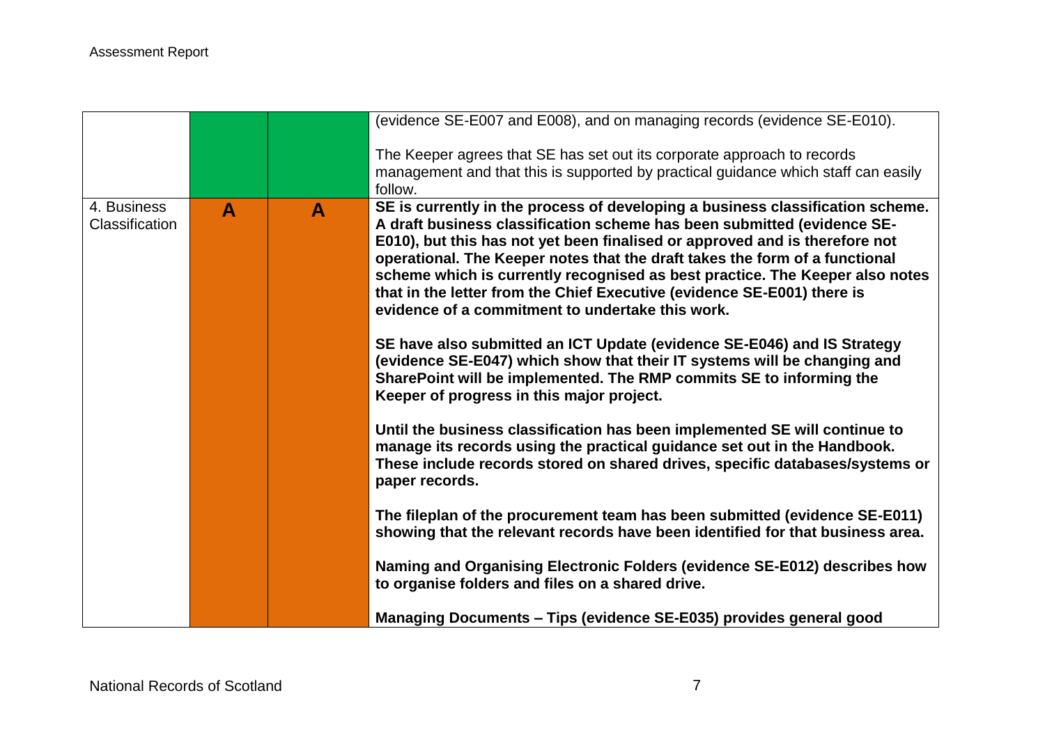| | | | |
|---|---|---|---|
| | | | (evidence SE-E007 and E008), and on managing records (evidence SE-E010).<br><br>The Keeper agrees that SE has set out its corporate approach to records management and that this is supported by practical guidance which staff can easily follow. |
| 4. Business Classification | **A** | **A** | **SE is currently in the process of developing a business classification scheme. A draft business classification scheme has been submitted (evidence SE-E010), but this has not yet been finalised or approved and is therefore not operational. The Keeper notes that the draft takes the form of a functional scheme which is currently recognised as best practice. The Keeper also notes that in the letter from the Chief Executive (evidence SE-E001) there is evidence of a commitment to undertake this work.**<br><br>**SE have also submitted an ICT Update (evidence SE-E046) and IS Strategy (evidence SE-E047) which show that their IT systems will be changing and SharePoint will be implemented. The RMP commits SE to informing the Keeper of progress in this major project.**<br><br>**Until the business classification has been implemented SE will continue to manage its records using the practical guidance set out in the Handbook. These include records stored on shared drives, specific databases/systems or paper records.**<br><br>**The fileplan of the procurement team has been submitted (evidence SE-E011) showing that the relevant records have been identified for that business area.**<br><br>**Naming and Organising Electronic Folders (evidence SE-E012) describes how to organise folders and files on a shared drive.**<br><br>**Managing Documents – Tips (evidence SE-E035) provides general good** |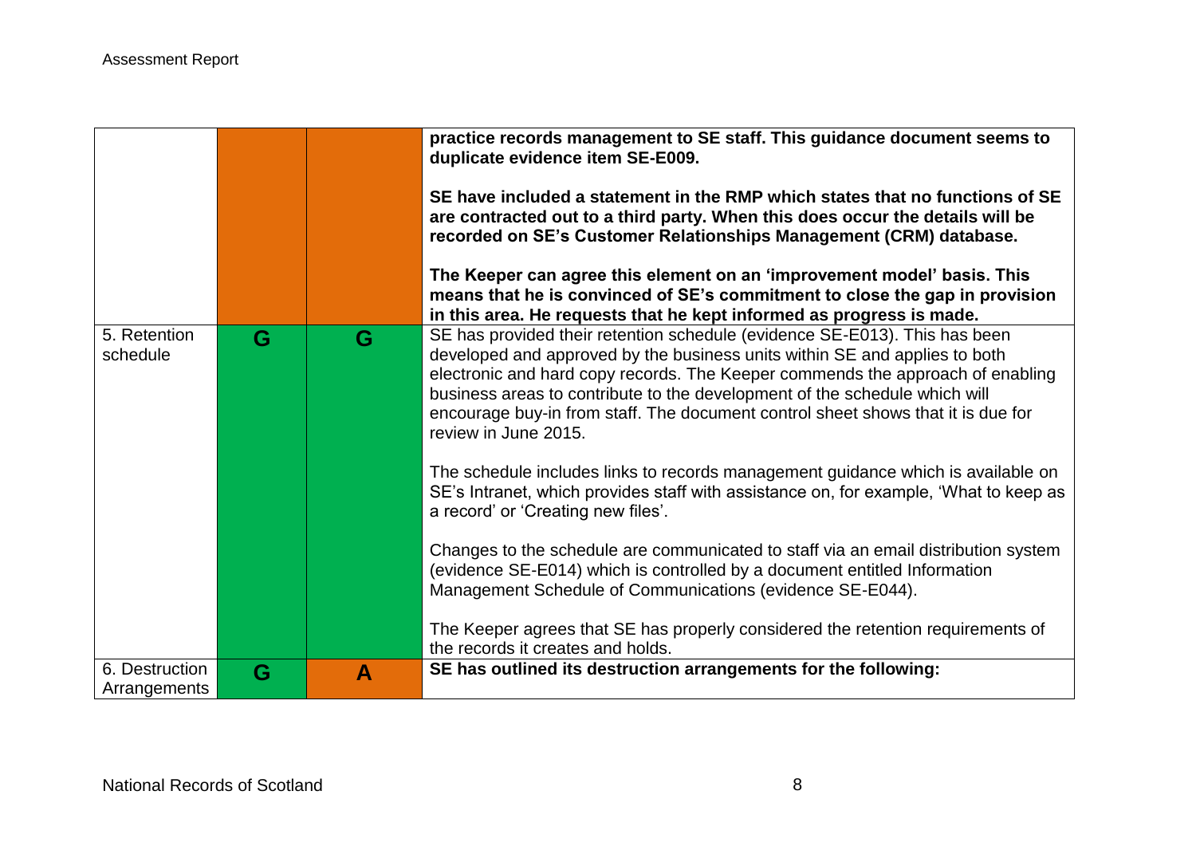| | | | |
|---|---|---|---|
| | | | **practice records management to SE staff. This guidance document seems to duplicate evidence item SE-E009.**<br><br>**SE have included a statement in the RMP which states that no functions of SE are contracted out to a third party. When this does occur the details will be recorded on SE's Customer Relationships Management (CRM) database.**<br><br>**The Keeper can agree this element on an 'improvement model' basis. This means that he is convinced of SE's commitment to close the gap in provision in this area. He requests that he kept informed as progress is made.** |
| 5. Retention schedule | G | G | SE has provided their retention schedule (evidence SE-E013). This has been developed and approved by the business units within SE and applies to both electronic and hard copy records. The Keeper commends the approach of enabling business areas to contribute to the development of the schedule which will encourage buy-in from staff. The document control sheet shows that it is due for review in June 2015.<br><br>The schedule includes links to records management guidance which is available on SE's Intranet, which provides staff with assistance on, for example, 'What to keep as a record' or 'Creating new files'.<br><br>Changes to the schedule are communicated to staff via an email distribution system (evidence SE-E014) which is controlled by a document entitled Information Management Schedule of Communications (evidence SE-E044).<br><br>The Keeper agrees that SE has properly considered the retention requirements of the records it creates and holds. |
| 6. Destruction Arrangements | G | A | **SE has outlined its destruction arrangements for the following:** |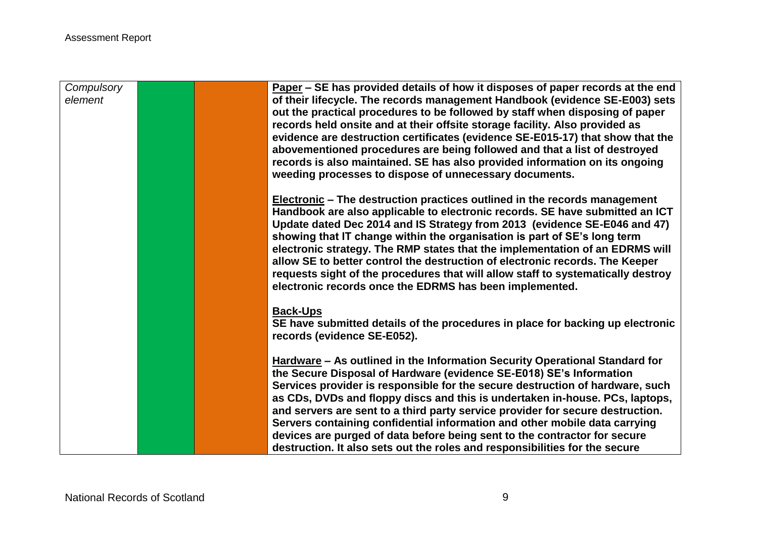| | | | |
|---|---|---|---|
| *Compulsory element* | | | **<u>Paper</u> – SE has provided details of how it disposes of paper records at the end of their lifecycle. The records management Handbook (evidence SE-E003) sets out the practical procedures to be followed by staff when disposing of paper records held onsite and at their offsite storage facility. Also provided as evidence are destruction certificates (evidence SE-E015-17) that show that the abovementioned procedures are being followed and that a list of destroyed records is also maintained. SE has also provided information on its ongoing weeding processes to dispose of unnecessary documents.**<br><br>**<u>Electronic</u> – The destruction practices outlined in the records management Handbook are also applicable to electronic records. SE have submitted an ICT Update dated Dec 2014 and IS Strategy from 2013 (evidence SE-E046 and 47) showing that IT change within the organisation is part of SE's long term electronic strategy. The RMP states that the implementation of an EDRMS will allow SE to better control the destruction of electronic records. The Keeper requests sight of the procedures that will allow staff to systematically destroy electronic records once the EDRMS has been implemented.**<br><br>**<u>Back-Ups</u>**<br>**SE have submitted details of the procedures in place for backing up electronic records (evidence SE-E052).**<br><br>**<u>Hardware</u> – As outlined in the Information Security Operational Standard for the Secure Disposal of Hardware (evidence SE-E018) SE's Information Services provider is responsible for the secure destruction of hardware, such as CDs, DVDs and floppy discs and this is undertaken in-house. PCs, laptops, and servers are sent to a third party service provider for secure destruction. Servers containing confidential information and other mobile data carrying devices are purged of data before being sent to the contractor for secure destruction. It also sets out the roles and responsibilities for the secure** |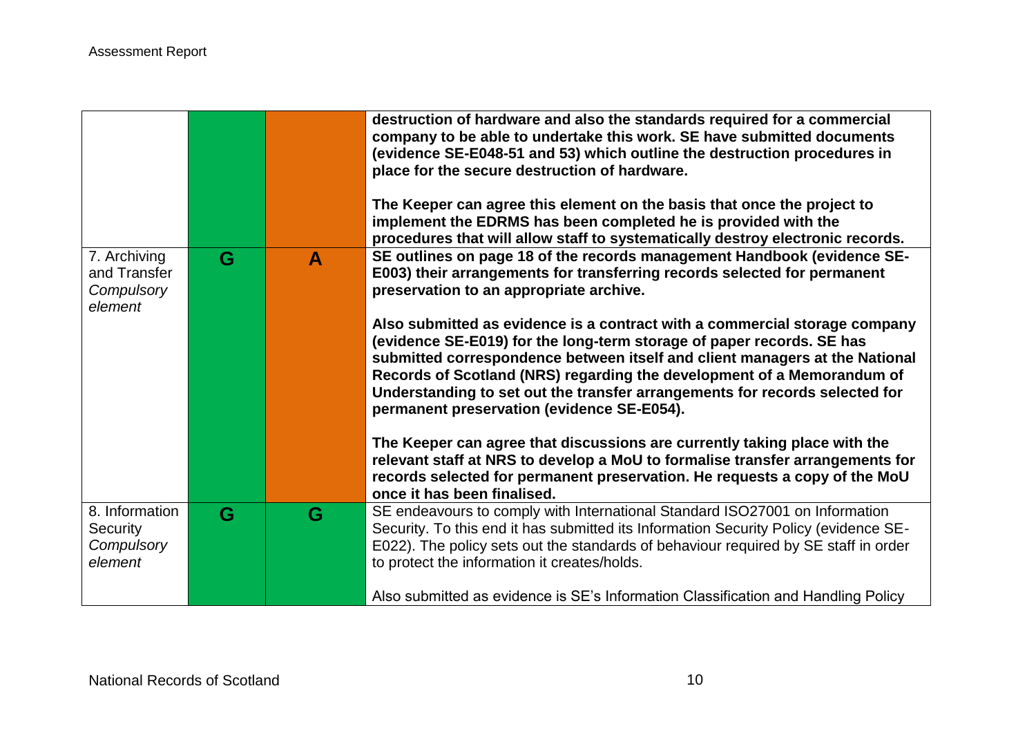| | | | |
|---|---|---|---|
| | | | **destruction of hardware and also the standards required for a commercial company to be able to undertake this work. SE have submitted documents (evidence SE-E048-51 and 53) which outline the destruction procedures in place for the secure destruction of hardware.**<br><br>**The Keeper can agree this element on the basis that once the project to implement the EDRMS has been completed he is provided with the procedures that will allow staff to systematically destroy electronic records.** |
| 7. Archiving and Transfer *Compulsory element* | **G** | **A** | **SE outlines on page 18 of the records management Handbook (evidence SE-E003) their arrangements for transferring records selected for permanent preservation to an appropriate archive.**<br><br>**Also submitted as evidence is a contract with a commercial storage company (evidence SE-E019) for the long-term storage of paper records. SE has submitted correspondence between itself and client managers at the National Records of Scotland (NRS) regarding the development of a Memorandum of Understanding to set out the transfer arrangements for records selected for permanent preservation (evidence SE-E054).**<br><br>**The Keeper can agree that discussions are currently taking place with the relevant staff at NRS to develop a MoU to formalise transfer arrangements for records selected for permanent preservation. He requests a copy of the MoU once it has been finalised.** |
| 8. Information Security *Compulsory element* | **G** | **G** | SE endeavours to comply with International Standard ISO27001 on Information Security. To this end it has submitted its Information Security Policy (evidence SE-E022). The policy sets out the standards of behaviour required by SE staff in order to protect the information it creates/holds.<br><br>Also submitted as evidence is SE's Information Classification and Handling Policy |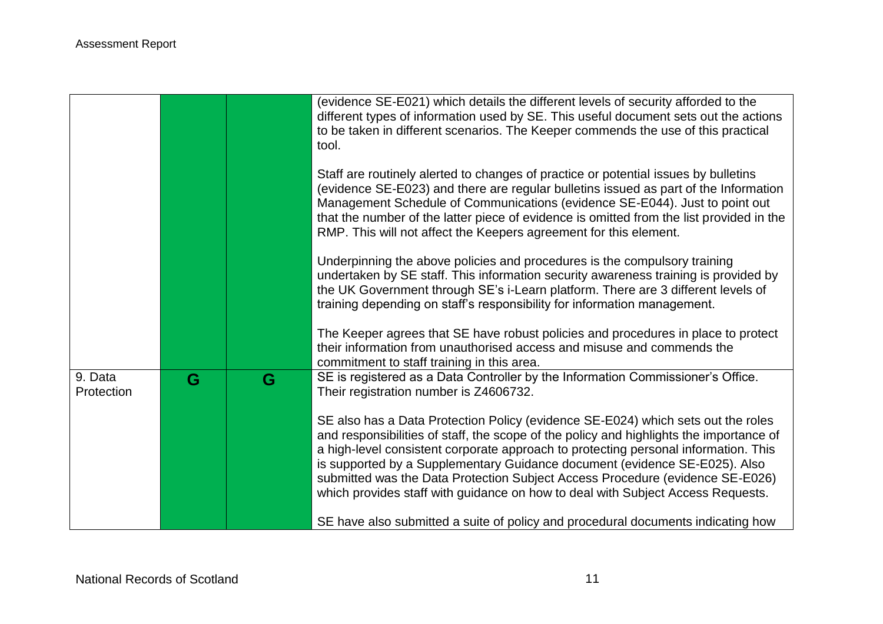| | | | |
|---|---|---|---|
| | | | (evidence SE-E021) which details the different levels of security afforded to the different types of information used by SE. This useful document sets out the actions to be taken in different scenarios. The Keeper commends the use of this practical tool.<br><br>Staff are routinely alerted to changes of practice or potential issues by bulletins (evidence SE-E023) and there are regular bulletins issued as part of the Information Management Schedule of Communications (evidence SE-E044). Just to point out that the number of the latter piece of evidence is omitted from the list provided in the RMP. This will not affect the Keepers agreement for this element.<br><br>Underpinning the above policies and procedures is the compulsory training undertaken by SE staff. This information security awareness training is provided by the UK Government through SE's i-Learn platform. There are 3 different levels of training depending on staff's responsibility for information management.<br><br>The Keeper agrees that SE have robust policies and procedures in place to protect their information from unauthorised access and misuse and commends the commitment to staff training in this area. |
| 9. Data Protection | G | G | SE is registered as a Data Controller by the Information Commissioner's Office. Their registration number is Z4606732.<br><br>SE also has a Data Protection Policy (evidence SE-E024) which sets out the roles and responsibilities of staff, the scope of the policy and highlights the importance of a high-level consistent corporate approach to protecting personal information. This is supported by a Supplementary Guidance document (evidence SE-E025). Also submitted was the Data Protection Subject Access Procedure (evidence SE-E026) which provides staff with guidance on how to deal with Subject Access Requests.<br><br>SE have also submitted a suite of policy and procedural documents indicating how |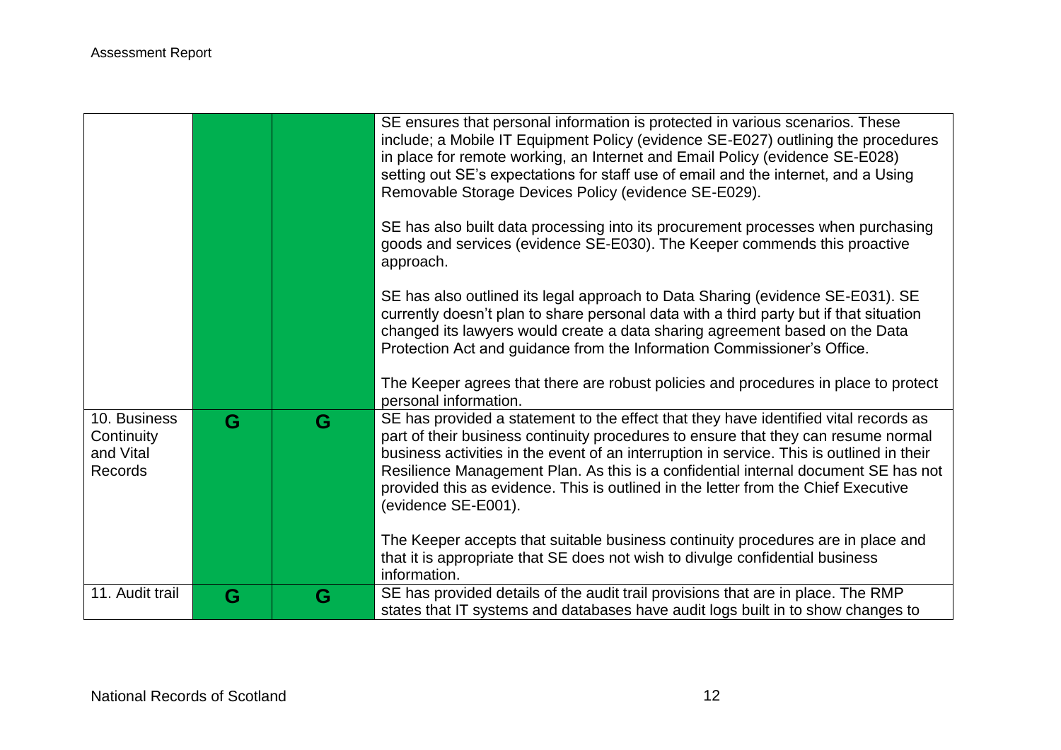| | | | |
|---|---|---|---|
| | | | SE ensures that personal information is protected in various scenarios. These include; a Mobile IT Equipment Policy (evidence SE-E027) outlining the procedures in place for remote working, an Internet and Email Policy (evidence SE-E028) setting out SE's expectations for staff use of email and the internet, and a Using Removable Storage Devices Policy (evidence SE-E029).<br><br>SE has also built data processing into its procurement processes when purchasing goods and services (evidence SE-E030). The Keeper commends this proactive approach.<br><br>SE has also outlined its legal approach to Data Sharing (evidence SE-E031). SE currently doesn't plan to share personal data with a third party but if that situation changed its lawyers would create a data sharing agreement based on the Data Protection Act and guidance from the Information Commissioner's Office.<br><br>The Keeper agrees that there are robust policies and procedures in place to protect personal information. |
| 10. Business Continuity and Vital Records | G | G | SE has provided a statement to the effect that they have identified vital records as part of their business continuity procedures to ensure that they can resume normal business activities in the event of an interruption in service. This is outlined in their Resilience Management Plan. As this is a confidential internal document SE has not provided this as evidence. This is outlined in the letter from the Chief Executive (evidence SE-E001).<br><br>The Keeper accepts that suitable business continuity procedures are in place and that it is appropriate that SE does not wish to divulge confidential business information. |
| 11. Audit trail | G | G | SE has provided details of the audit trail provisions that are in place. The RMP states that IT systems and databases have audit logs built in to show changes to |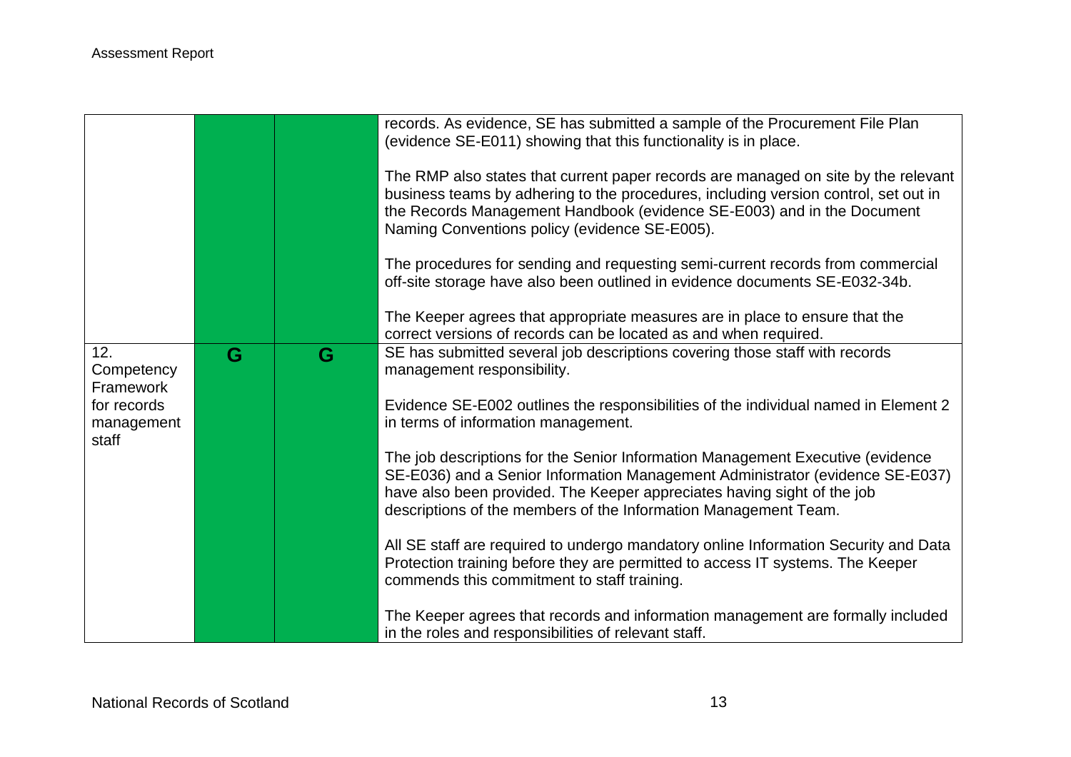| | | | |
|---|---|---|---|
| | | | records. As evidence, SE has submitted a sample of the Procurement File Plan (evidence SE-E011) showing that this functionality is in place.<br><br>The RMP also states that current paper records are managed on site by the relevant business teams by adhering to the procedures, including version control, set out in the Records Management Handbook (evidence SE-E003) and in the Document Naming Conventions policy (evidence SE-E005).<br><br>The procedures for sending and requesting semi-current records from commercial off-site storage have also been outlined in evidence documents SE-E032-34b.<br><br>The Keeper agrees that appropriate measures are in place to ensure that the correct versions of records can be located as and when required. |
| 12. Competency Framework for records management staff | G | G | SE has submitted several job descriptions covering those staff with records management responsibility.<br><br>Evidence SE-E002 outlines the responsibilities of the individual named in Element 2 in terms of information management.<br><br>The job descriptions for the Senior Information Management Executive (evidence SE-E036) and a Senior Information Management Administrator (evidence SE-E037) have also been provided. The Keeper appreciates having sight of the job descriptions of the members of the Information Management Team.<br><br>All SE staff are required to undergo mandatory online Information Security and Data Protection training before they are permitted to access IT systems. The Keeper commends this commitment to staff training.<br><br>The Keeper agrees that records and information management are formally included in the roles and responsibilities of relevant staff. |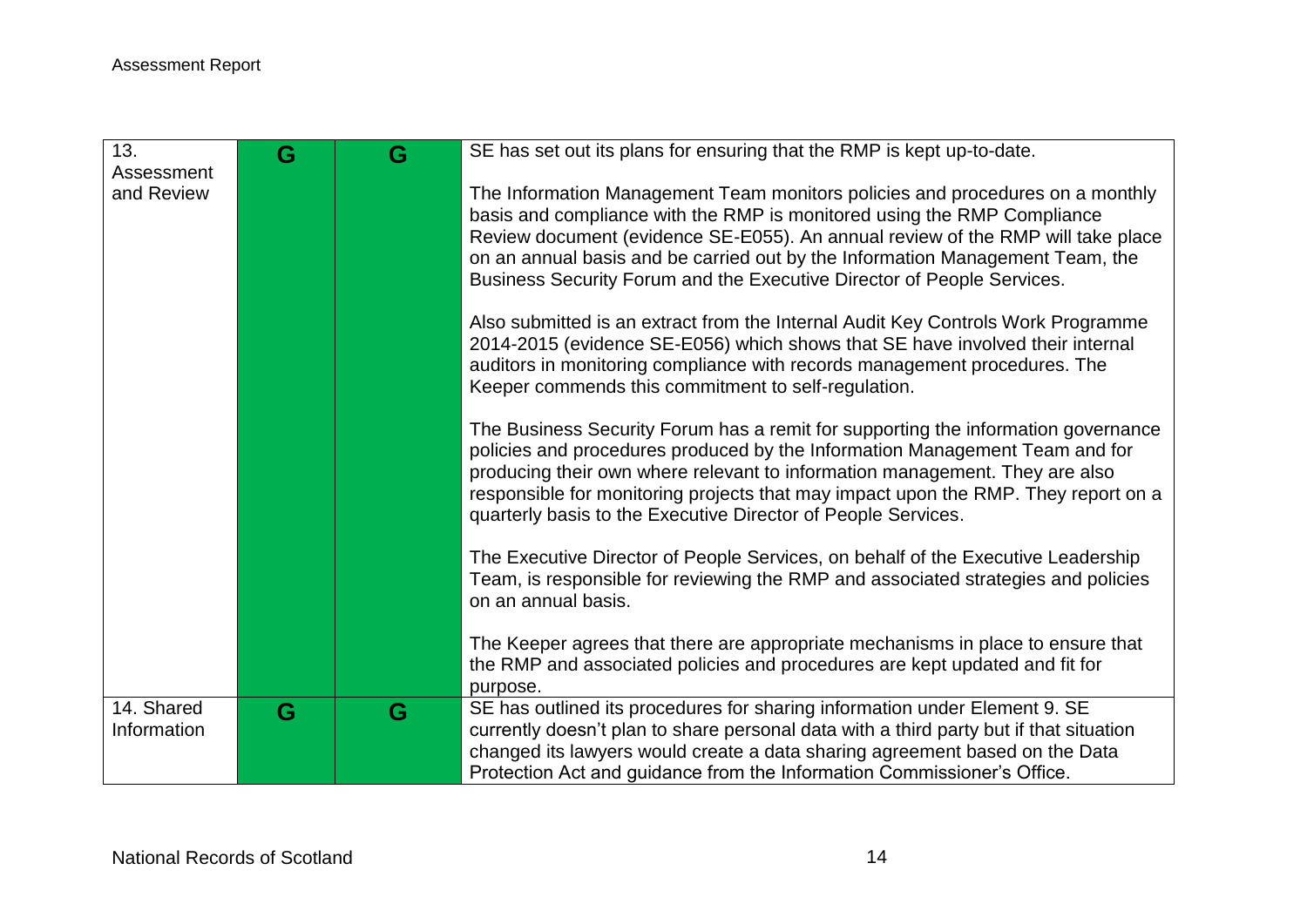| | | | |
|---|---|---|---|
| 13. Assessment and Review | G | G | SE has set out its plans for ensuring that the RMP is kept up-to-date.<br><br>The Information Management Team monitors policies and procedures on a monthly basis and compliance with the RMP is monitored using the RMP Compliance Review document (evidence SE-E055). An annual review of the RMP will take place on an annual basis and be carried out by the Information Management Team, the Business Security Forum and the Executive Director of People Services.<br><br>Also submitted is an extract from the Internal Audit Key Controls Work Programme 2014-2015 (evidence SE-E056) which shows that SE have involved their internal auditors in monitoring compliance with records management procedures. The Keeper commends this commitment to self-regulation.<br><br>The Business Security Forum has a remit for supporting the information governance policies and procedures produced by the Information Management Team and for producing their own where relevant to information management. They are also responsible for monitoring projects that may impact upon the RMP. They report on a quarterly basis to the Executive Director of People Services.<br><br>The Executive Director of People Services, on behalf of the Executive Leadership Team, is responsible for reviewing the RMP and associated strategies and policies on an annual basis.<br><br>The Keeper agrees that there are appropriate mechanisms in place to ensure that the RMP and associated policies and procedures are kept updated and fit for purpose. |
| 14. Shared Information | G | G | SE has outlined its procedures for sharing information under Element 9. SE currently doesn't plan to share personal data with a third party but if that situation changed its lawyers would create a data sharing agreement based on the Data Protection Act and guidance from the Information Commissioner's Office. |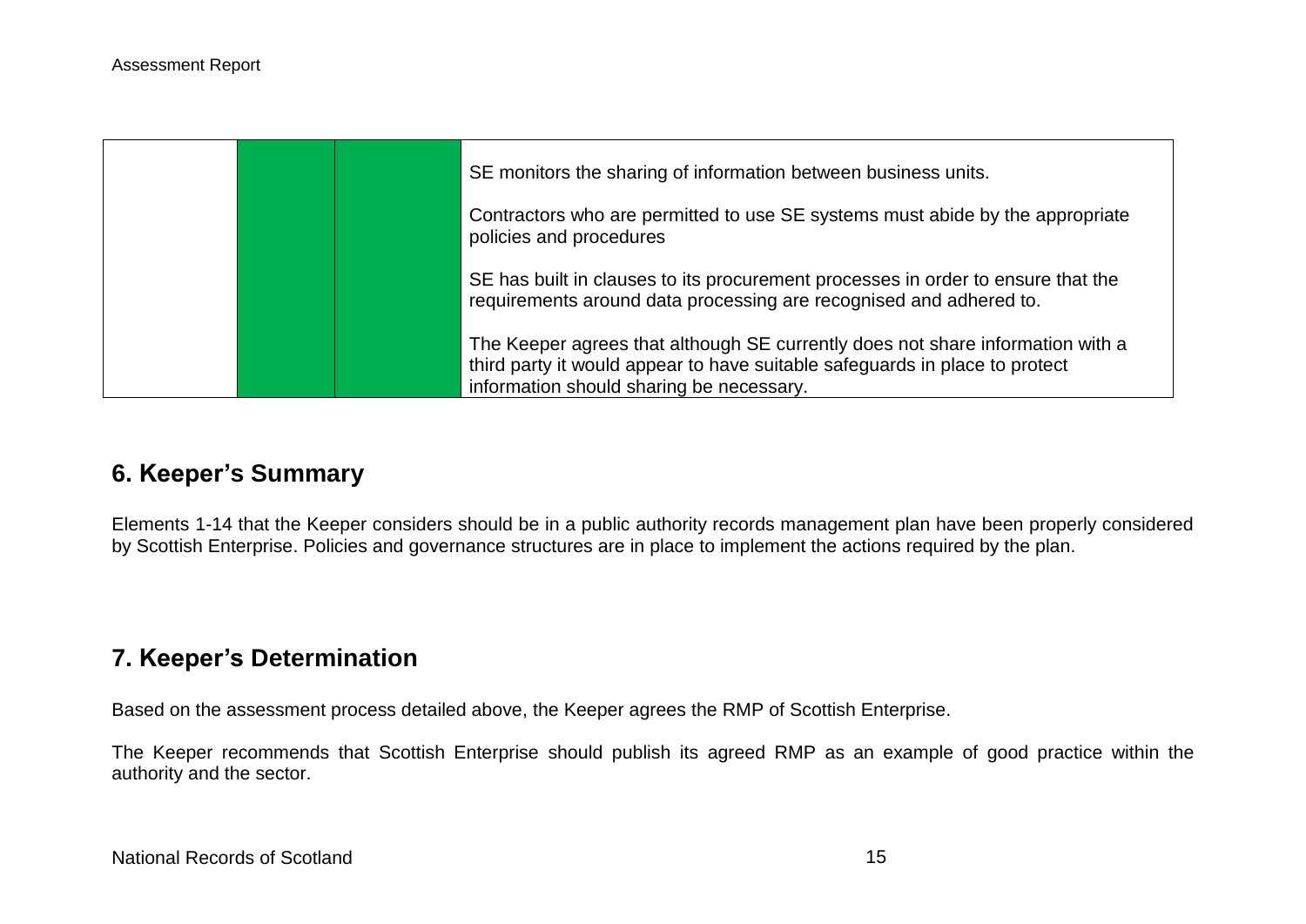| | | | |
|---|---|---|---|
| | | | SE monitors the sharing of information between business units.<br><br>Contractors who are permitted to use SE systems must abide by the appropriate policies and procedures<br><br>SE has built in clauses to its procurement processes in order to ensure that the requirements around data processing are recognised and adhered to.<br><br>The Keeper agrees that although SE currently does not share information with a third party it would appear to have suitable safeguards in place to protect information should sharing be necessary. |

## 6. Keeper's Summary

Elements 1-14 that the Keeper considers should be in a public authority records management plan have been properly considered by Scottish Enterprise. Policies and governance structures are in place to implement the actions required by the plan.

## 7. Keeper's Determination

Based on the assessment process detailed above, the Keeper agrees the RMP of Scottish Enterprise.

The Keeper recommends that Scottish Enterprise should publish its agreed RMP as an example of good practice within the authority and the sector.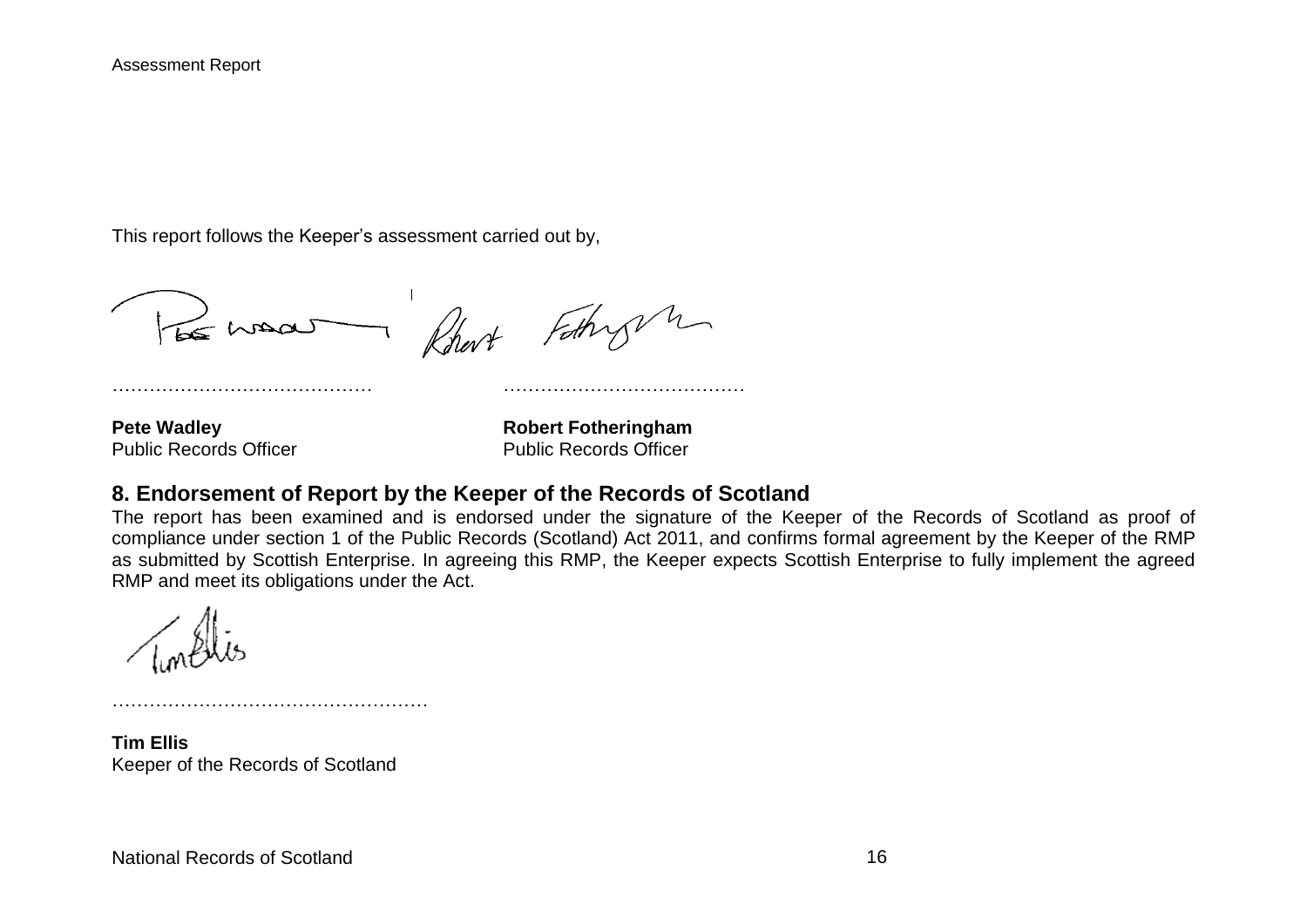This report follows the Keeper's assessment carried out by,

……………………………………  ………………………………… 

**Pete Wadley**
Public Records Officer

**Robert Fotheringham**
Public Records Officer

## 8. Endorsement of Report by the Keeper of the Records of Scotland

The report has been examined and is endorsed under the signature of the Keeper of the Records of Scotland as proof of compliance under section 1 of the Public Records (Scotland) Act 2011, and confirms formal agreement by the Keeper of the RMP as submitted by Scottish Enterprise. In agreeing this RMP, the Keeper expects Scottish Enterprise to fully implement the agreed RMP and meet its obligations under the Act.

……………………………………………

**Tim Ellis**
Keeper of the Records of Scotland